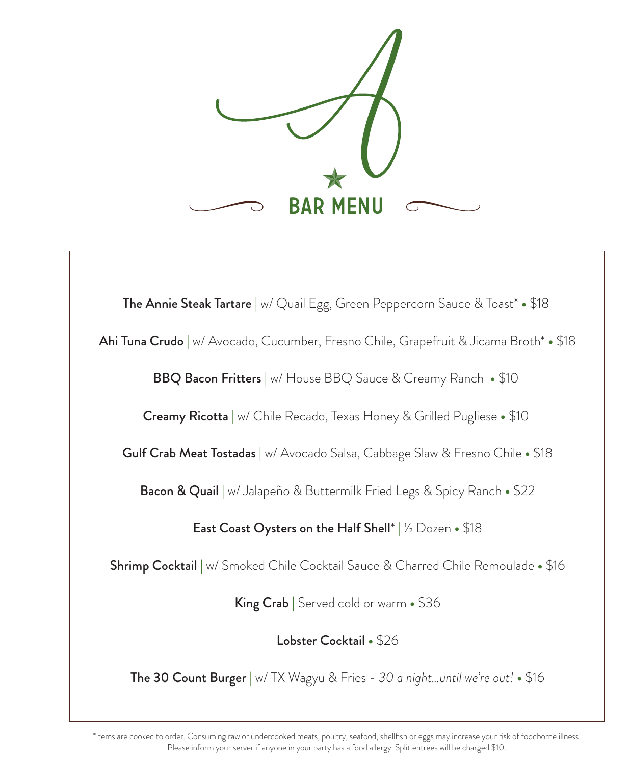# BAR MENU

**The Annie Steak Tartare** | w/ Quail Egg, Green Peppercorn Sauce & Toast* • $18

**Ahi Tuna Crudo** | w/ Avocado, Cucumber, Fresno Chile, Grapefruit & Jicama Broth* • $18

**BBQ Bacon Fritters** | w/ House BBQ Sauce & Creamy Ranch • $10

**Creamy Ricotta** | w/ Chile Recado, Texas Honey & Grilled Pugliese • $10

**Gulf Crab Meat Tostadas** | w/ Avocado Salsa, Cabbage Slaw & Fresno Chile • $18

**Bacon & Quail** | w/ Jalapeño & Buttermilk Fried Legs & Spicy Ranch • $22

**East Coast Oysters on the Half Shell*** | ½ Dozen • $18

**Shrimp Cocktail** | w/ Smoked Chile Cocktail Sauce & Charred Chile Remoulade • $16

**King Crab** | Served cold or warm • $36

**Lobster Cocktail** • $26

**The 30 Count Burger** | w/ TX Wagyu & Fries - *30 a night...until we're out!* • $16

*Items are cooked to order. Consuming raw or undercooked meats, poultry, seafood, shellfish or eggs may increase your risk of foodborne illness. Please inform your server if anyone in your party has a food allergy. Split entrées will be charged $10.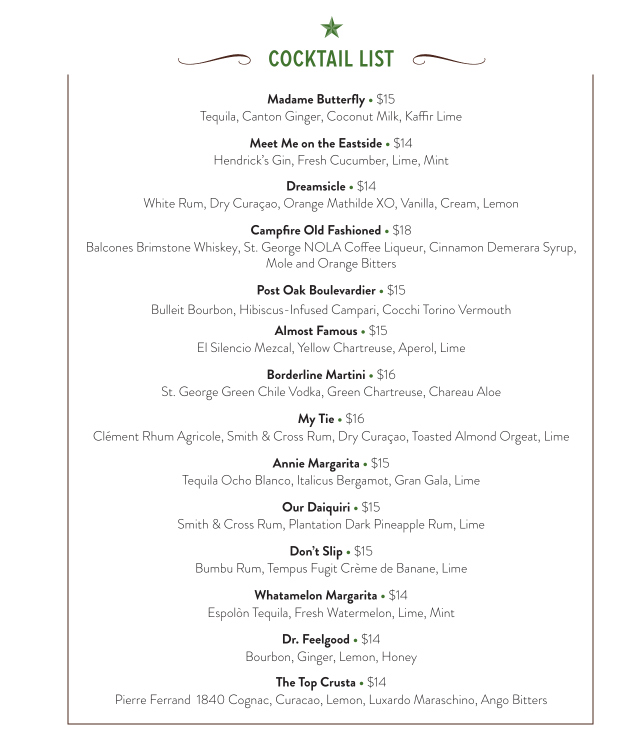# COCKTAIL LIST

**Madame Butterfly** • $15
Tequila, Canton Ginger, Coconut Milk, Kaffir Lime

**Meet Me on the Eastside** • $14
Hendrick's Gin, Fresh Cucumber, Lime, Mint

**Dreamsicle** • $14
White Rum, Dry Curaçao, Orange Mathilde XO, Vanilla, Cream, Lemon

**Campfire Old Fashioned** • $18
Balcones Brimstone Whiskey, St. George NOLA Coffee Liqueur, Cinnamon Demerara Syrup, Mole and Orange Bitters

**Post Oak Boulevardier** • $15
Bulleit Bourbon, Hibiscus-Infused Campari, Cocchi Torino Vermouth

**Almost Famous** • $15
El Silencio Mezcal, Yellow Chartreuse, Aperol, Lime

**Borderline Martini** • $16
St. George Green Chile Vodka, Green Chartreuse, Chareau Aloe

**My Tie** • $16
Clément Rhum Agricole, Smith & Cross Rum, Dry Curaçao, Toasted Almond Orgeat, Lime

**Annie Margarita** • $15
Tequila Ocho Blanco, Italicus Bergamot, Gran Gala, Lime

**Our Daiquiri** • $15
Smith & Cross Rum, Plantation Dark Pineapple Rum, Lime

**Don't Slip** • $15
Bumbu Rum, Tempus Fugit Crème de Banane, Lime

**Whatamelon Margarita** • $14
Espolòn Tequila, Fresh Watermelon, Lime, Mint

**Dr. Feelgood** • $14
Bourbon, Ginger, Lemon, Honey

**The Top Crusta** • $14
Pierre Ferrand 1840 Cognac, Curacao, Lemon, Luxardo Maraschino, Ango Bitters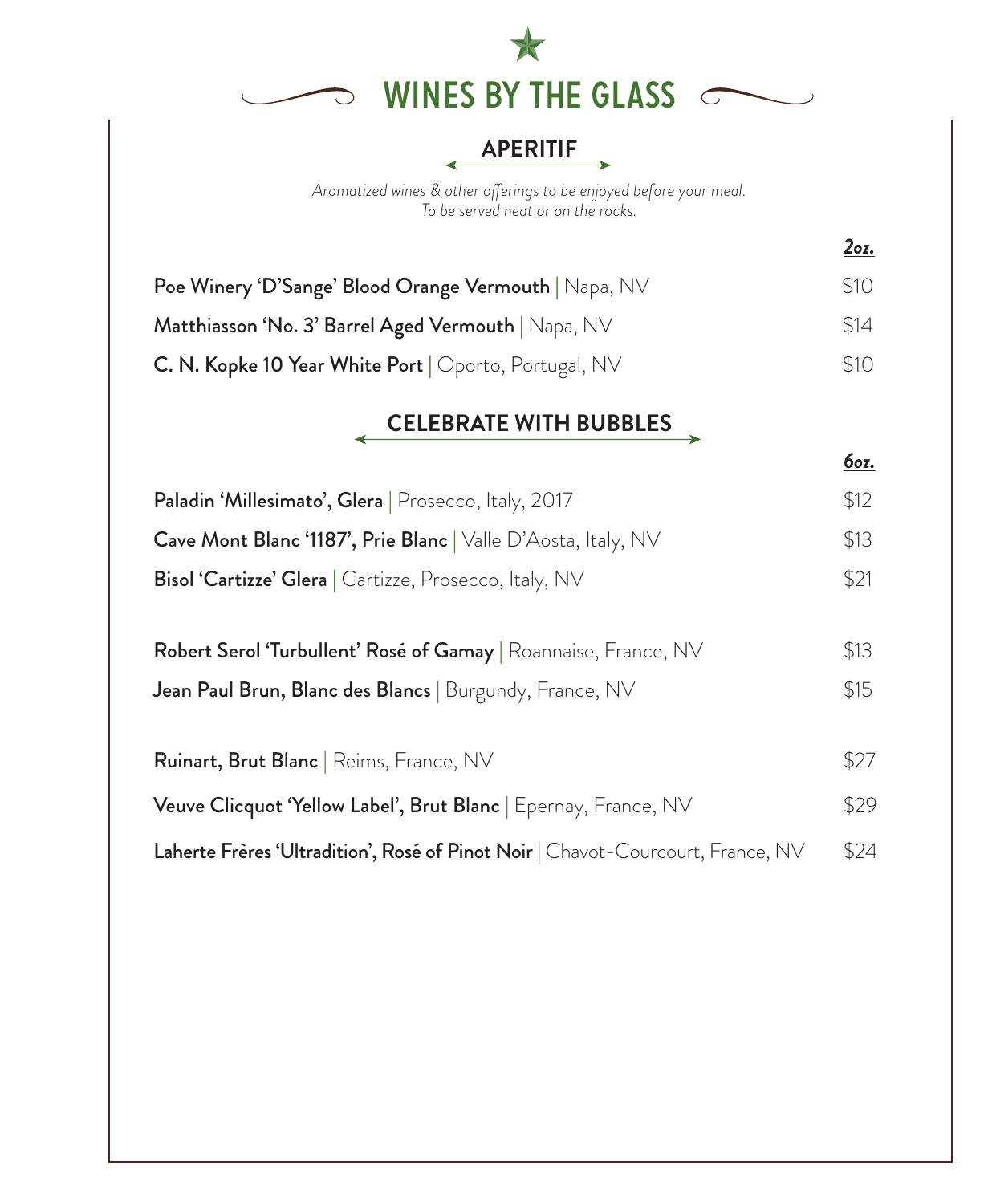# WINES BY THE GLASS

## APERITIF

*Aromatized wines & other offerings to be enjoyed before your meal.*
*To be served neat or on the rocks.*

| | ***2oz.*** |
|---|---|
| **Poe Winery 'D'Sange' Blood Orange Vermouth** \| Napa, NV | $10 |
| **Matthiasson 'No. 3' Barrel Aged Vermouth** \| Napa, NV | $14 |
| **C. N. Kopke 10 Year White Port** \| Oporto, Portugal, NV | $10 |

## CELEBRATE WITH BUBBLES

| | ***6oz.*** |
|---|---|
| **Paladin 'Millesimato', Glera** \| Prosecco, Italy, 2017 | $12 |
| **Cave Mont Blanc '1187', Prie Blanc** \| Valle D'Aosta, Italy, NV | $13 |
| **Bisol 'Cartizze' Glera** \| Cartizze, Prosecco, Italy, NV | $21 |
| **Robert Serol 'Turbullent' Rosé of Gamay** \| Roannaise, France, NV | $13 |
| **Jean Paul Brun, Blanc des Blancs** \| Burgundy, France, NV | $15 |
| **Ruinart, Brut Blanc** \| Reims, France, NV | $27 |
| **Veuve Clicquot 'Yellow Label', Brut Blanc** \| Epernay, France, NV | $29 |
| **Laherte Frères 'Ultradition', Rosé of Pinot Noir** \| Chavot-Courcourt, France, NV | $24 |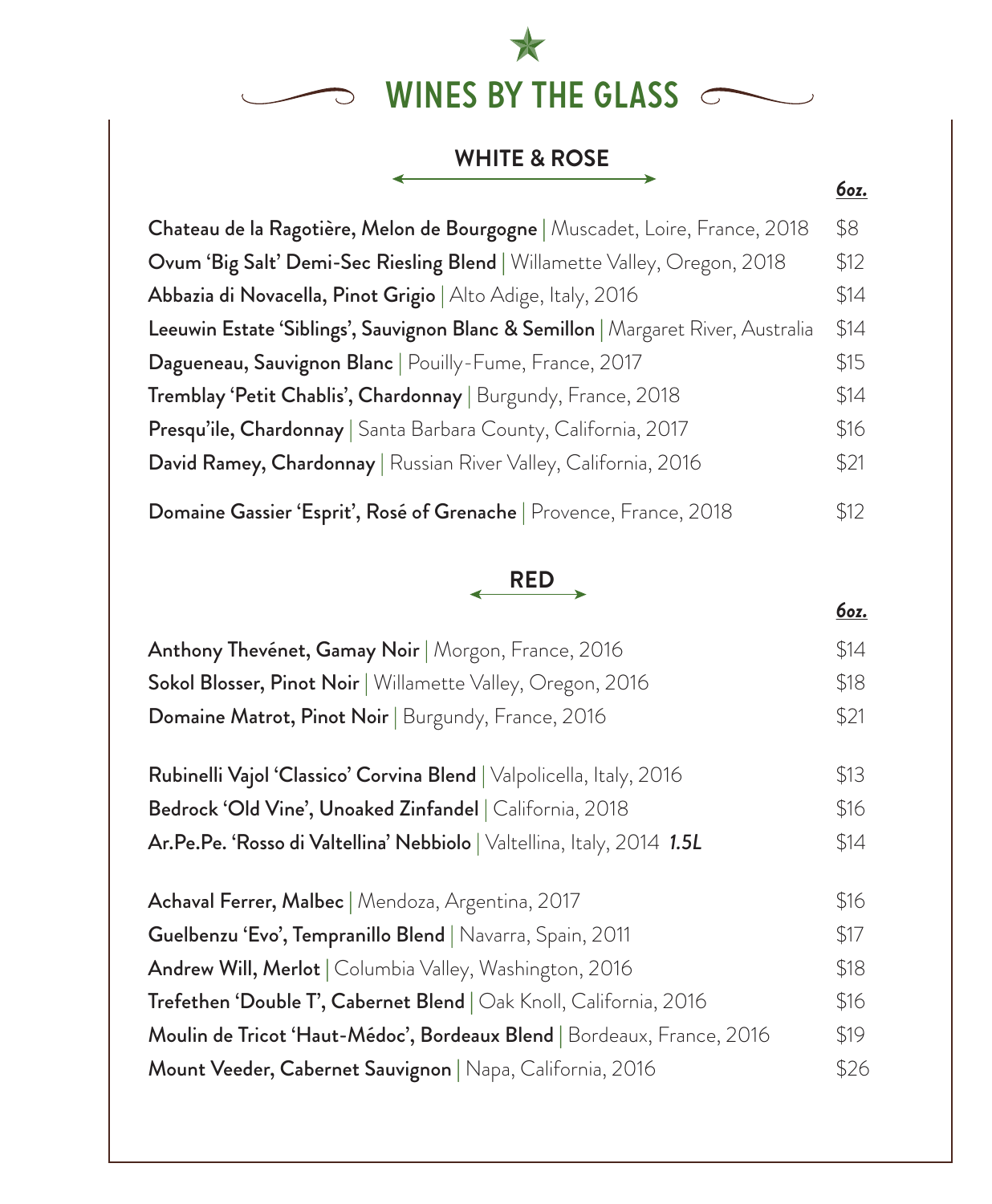# WINES BY THE GLASS

## WHITE & ROSE

| | ***6oz.*** |
|---|---|
| **Chateau de la Ragotière, Melon de Bourgogne** \| Muscadet, Loire, France, 2018 | $8 |
| **Ovum 'Big Salt' Demi-Sec Riesling Blend** \| Willamette Valley, Oregon, 2018 | $12 |
| **Abbazia di Novacella, Pinot Grigio** \| Alto Adige, Italy, 2016 | $14 |
| **Leeuwin Estate 'Siblings', Sauvignon Blanc & Semillon** \| Margaret River, Australia | $14 |
| **Dagueneau, Sauvignon Blanc** \| Pouilly-Fume, France, 2017 | $15 |
| **Tremblay 'Petit Chablis', Chardonnay** \| Burgundy, France, 2018 | $14 |
| **Presqu'ile, Chardonnay** \| Santa Barbara County, California, 2017 | $16 |
| **David Ramey, Chardonnay** \| Russian River Valley, California, 2016 | $21 |
| **Domaine Gassier 'Esprit', Rosé of Grenache** \| Provence, France, 2018 | $12 |

## RED

| | ***6oz.*** |
|---|---|
| **Anthony Thevénet, Gamay Noir** \| Morgon, France, 2016 | $14 |
| **Sokol Blosser, Pinot Noir** \| Willamette Valley, Oregon, 2016 | $18 |
| **Domaine Matrot, Pinot Noir** \| Burgundy, France, 2016 | $21 |
| **Rubinelli Vajol 'Classico' Corvina Blend** \| Valpolicella, Italy, 2016 | $13 |
| **Bedrock 'Old Vine', Unoaked Zinfandel** \| California, 2018 | $16 |
| **Ar.Pe.Pe. 'Rosso di Valtellina' Nebbiolo** \| Valtellina, Italy, 2014 ***1.5L*** | $14 |
| **Achaval Ferrer, Malbec** \| Mendoza, Argentina, 2017 | $16 |
| **Guelbenzu 'Evo', Tempranillo Blend** \| Navarra, Spain, 2011 | $17 |
| **Andrew Will, Merlot** \| Columbia Valley, Washington, 2016 | $18 |
| **Trefethen 'Double T', Cabernet Blend** \| Oak Knoll, California, 2016 | $16 |
| **Moulin de Tricot 'Haut-Médoc', Bordeaux Blend** \| Bordeaux, France, 2016 | $19 |
| **Mount Veeder, Cabernet Sauvignon** \| Napa, California, 2016 | $26 |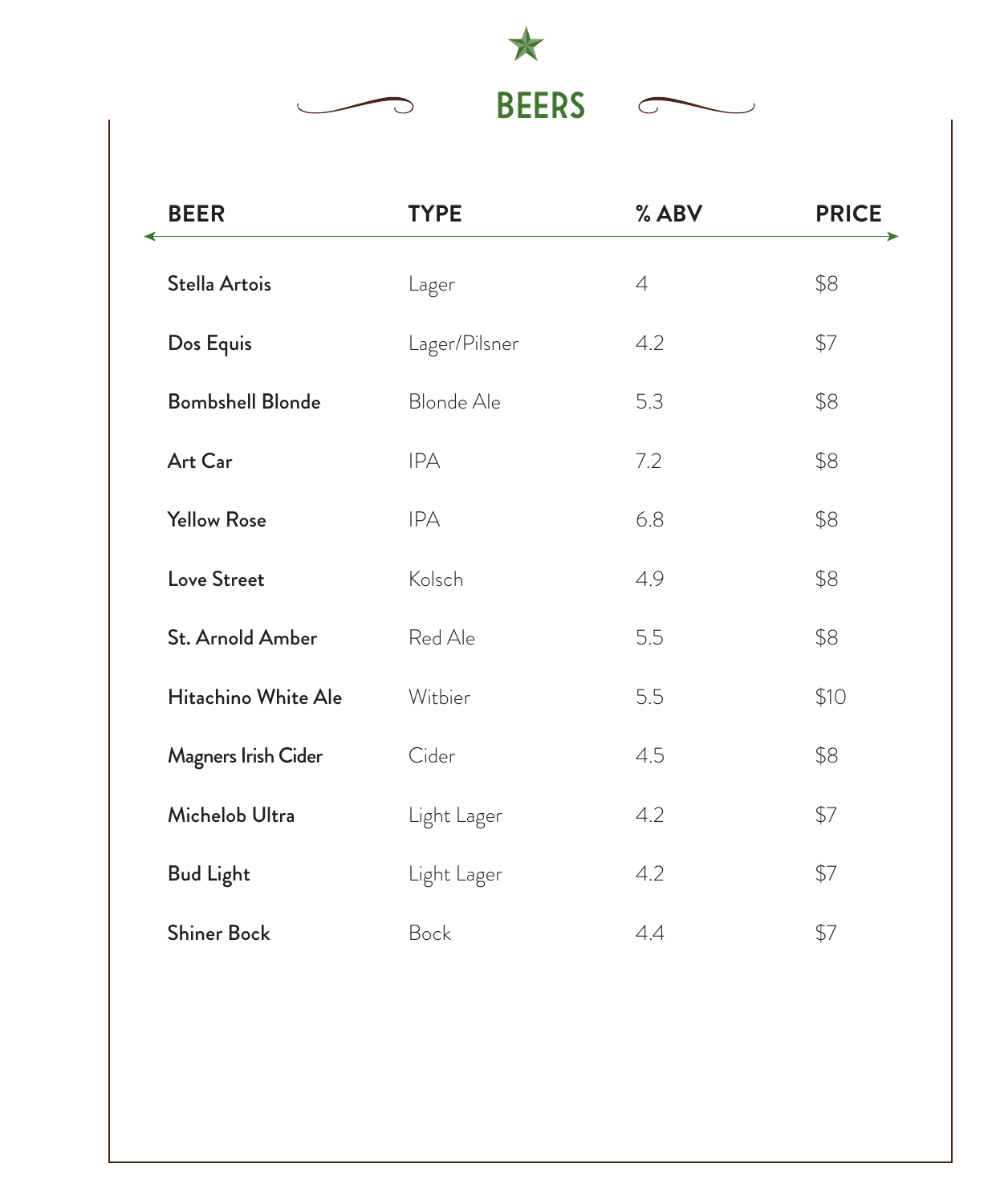# BEERS

| BEER | TYPE | % ABV | PRICE |
|---|---|---|---|
| **Stella Artois** | Lager | 4 | $8 |
| **Dos Equis** | Lager/Pilsner | 4.2 | $7 |
| **Bombshell Blonde** | Blonde Ale | 5.3 | $8 |
| **Art Car** | IPA | 7.2 | $8 |
| **Yellow Rose** | IPA | 6.8 | $8 |
| **Love Street** | Kolsch | 4.9 | $8 |
| **St. Arnold Amber** | Red Ale | 5.5 | $8 |
| **Hitachino White Ale** | Witbier | 5.5 | $10 |
| **Magners Irish Cider** | Cider | 4.5 | $8 |
| **Michelob Ultra** | Light Lager | 4.2 | $7 |
| **Bud Light** | Light Lager | 4.2 | $7 |
| **Shiner Bock** | Bock | 4.4 | $7 |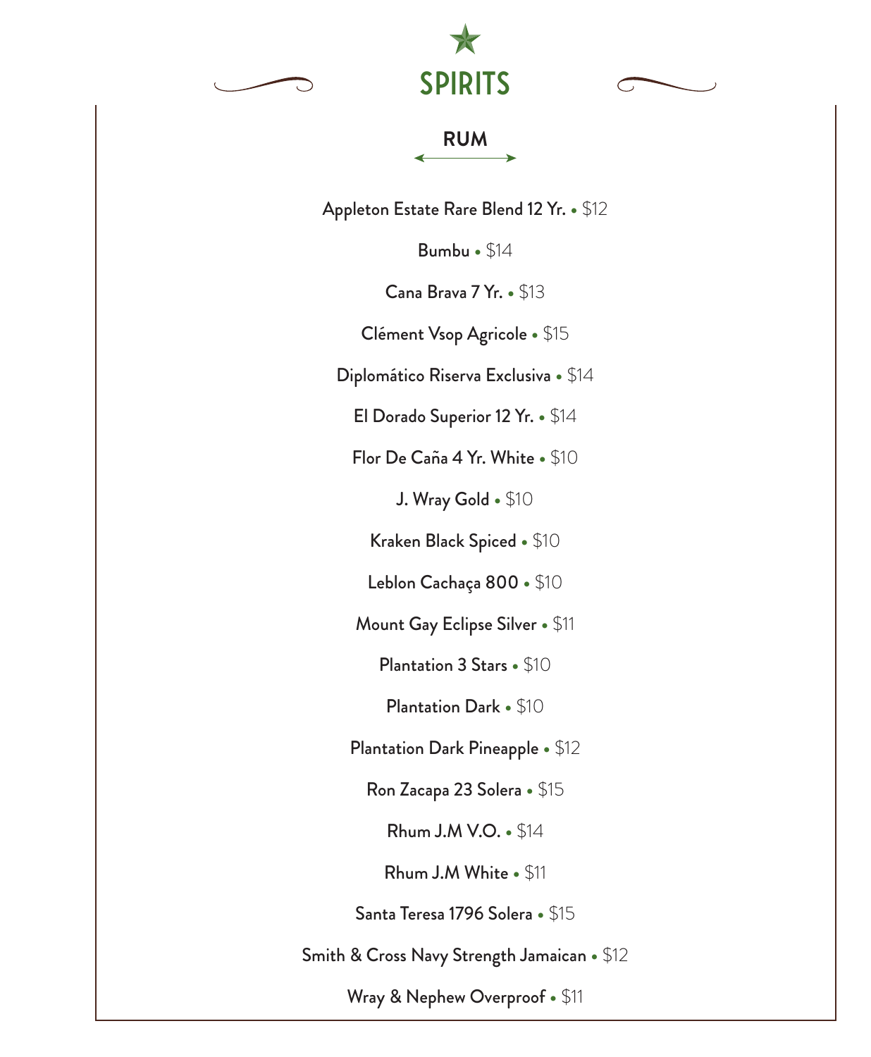# SPIRITS

## RUM

Appleton Estate Rare Blend 12 Yr. • $12

Bumbu • $14

Cana Brava 7 Yr. • $13

Clément Vsop Agricole • $15

Diplomático Riserva Exclusiva • $14

El Dorado Superior 12 Yr. • $14

Flor De Caña 4 Yr. White • $10

J. Wray Gold • $10

Kraken Black Spiced • $10

Leblon Cachaça 800 • $10

Mount Gay Eclipse Silver • $11

Plantation 3 Stars • $10

Plantation Dark • $10

Plantation Dark Pineapple • $12

Ron Zacapa 23 Solera • $15

Rhum J.M V.O. • $14

Rhum J.M White • $11

Santa Teresa 1796 Solera • $15

Smith & Cross Navy Strength Jamaican • $12

Wray & Nephew Overproof • $11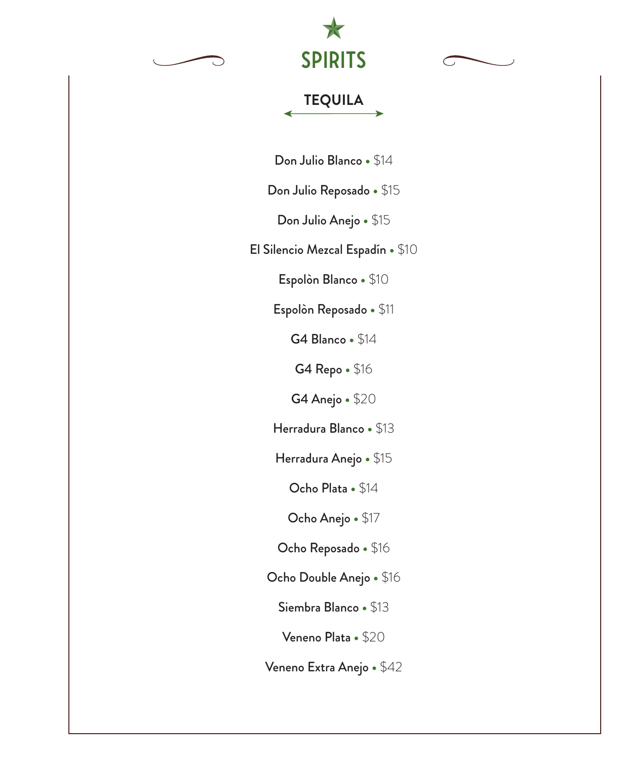# SPIRITS

## TEQUILA

Don Julio Blanco • $14

Don Julio Reposado • $15

Don Julio Anejo • $15

El Silencio Mezcal Espadín • $10

Espolòn Blanco • $10

Espolòn Reposado • $11

G4 Blanco • $14

G4 Repo • $16

G4 Anejo • $20

Herradura Blanco • $13

Herradura Anejo • $15

Ocho Plata • $14

Ocho Anejo • $17

Ocho Reposado • $16

Ocho Double Anejo • $16

Siembra Blanco • $13

Veneno Plata • $20

Veneno Extra Anejo • $42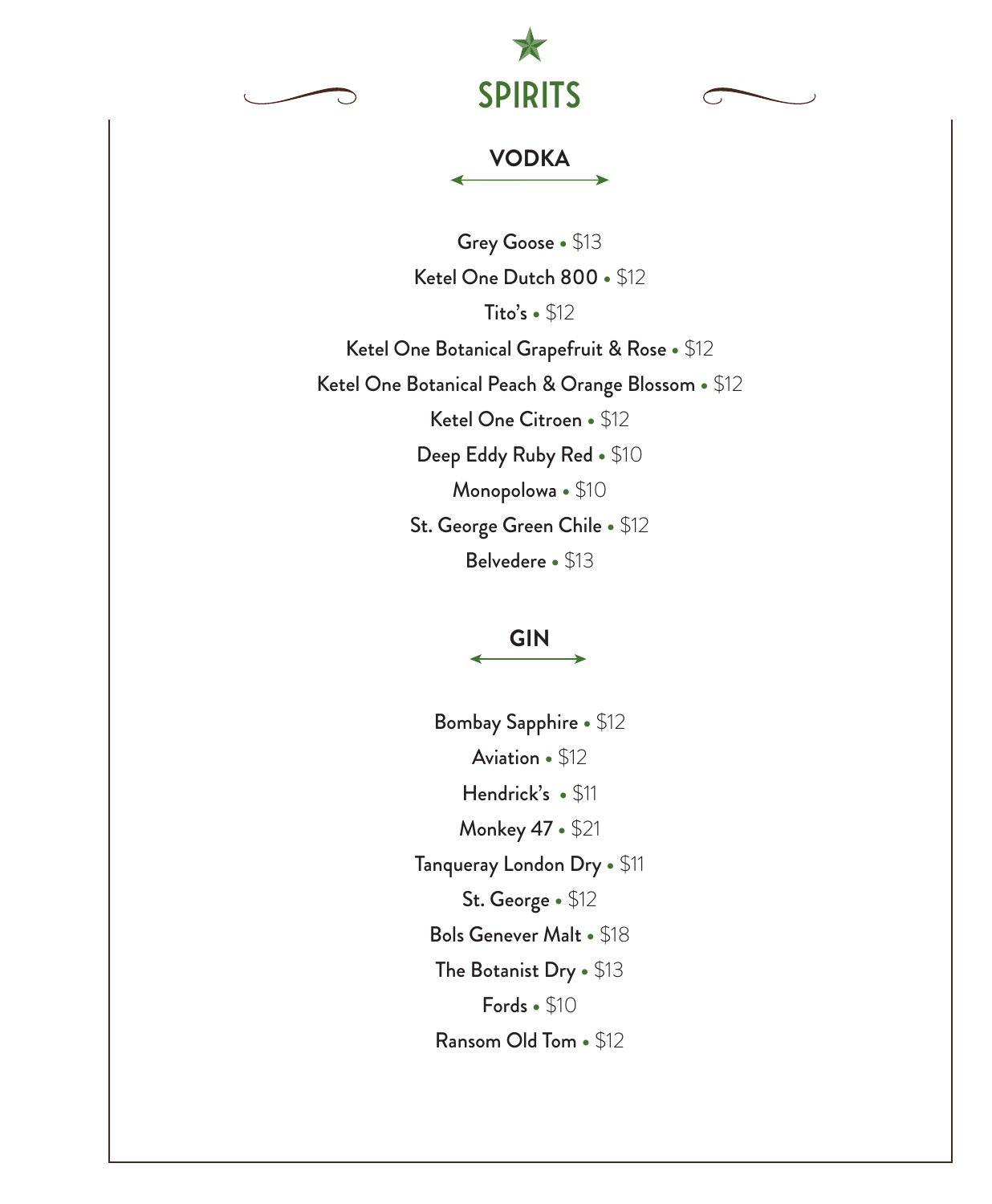# SPIRITS

## VODKA

Grey Goose • $13

Ketel One Dutch 800 • $12

Tito's • $12

Ketel One Botanical Grapefruit & Rose • $12

Ketel One Botanical Peach & Orange Blossom • $12

Ketel One Citroen • $12

Deep Eddy Ruby Red • $10

Monopolowa • $10

St. George Green Chile • $12

Belvedere • $13

## GIN

Bombay Sapphire • $12

Aviation • $12

Hendrick's • $11

Monkey 47 • $21

Tanqueray London Dry • $11

St. George • $12

Bols Genever Malt • $18

The Botanist Dry • $13

Fords • $10

Ransom Old Tom • $12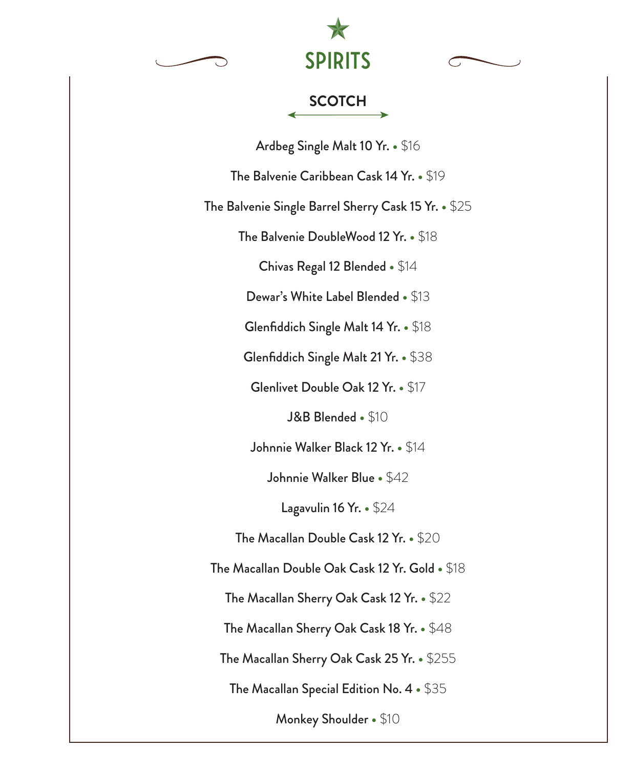# SPIRITS

## SCOTCH

Ardbeg Single Malt 10 Yr. • $16

The Balvenie Caribbean Cask 14 Yr. • $19

The Balvenie Single Barrel Sherry Cask 15 Yr. • $25

The Balvenie DoubleWood 12 Yr. • $18

Chivas Regal 12 Blended • $14

Dewar's White Label Blended • $13

Glenfiddich Single Malt 14 Yr. • $18

Glenfiddich Single Malt 21 Yr. • $38

Glenlivet Double Oak 12 Yr. • $17

J&B Blended • $10

Johnnie Walker Black 12 Yr. • $14

Johnnie Walker Blue • $42

Lagavulin 16 Yr. • $24

The Macallan Double Cask 12 Yr. • $20

The Macallan Double Oak Cask 12 Yr. Gold • $18

The Macallan Sherry Oak Cask 12 Yr. • $22

The Macallan Sherry Oak Cask 18 Yr. • $48

The Macallan Sherry Oak Cask 25 Yr. • $255

The Macallan Special Edition No. 4 • $35

Monkey Shoulder • $10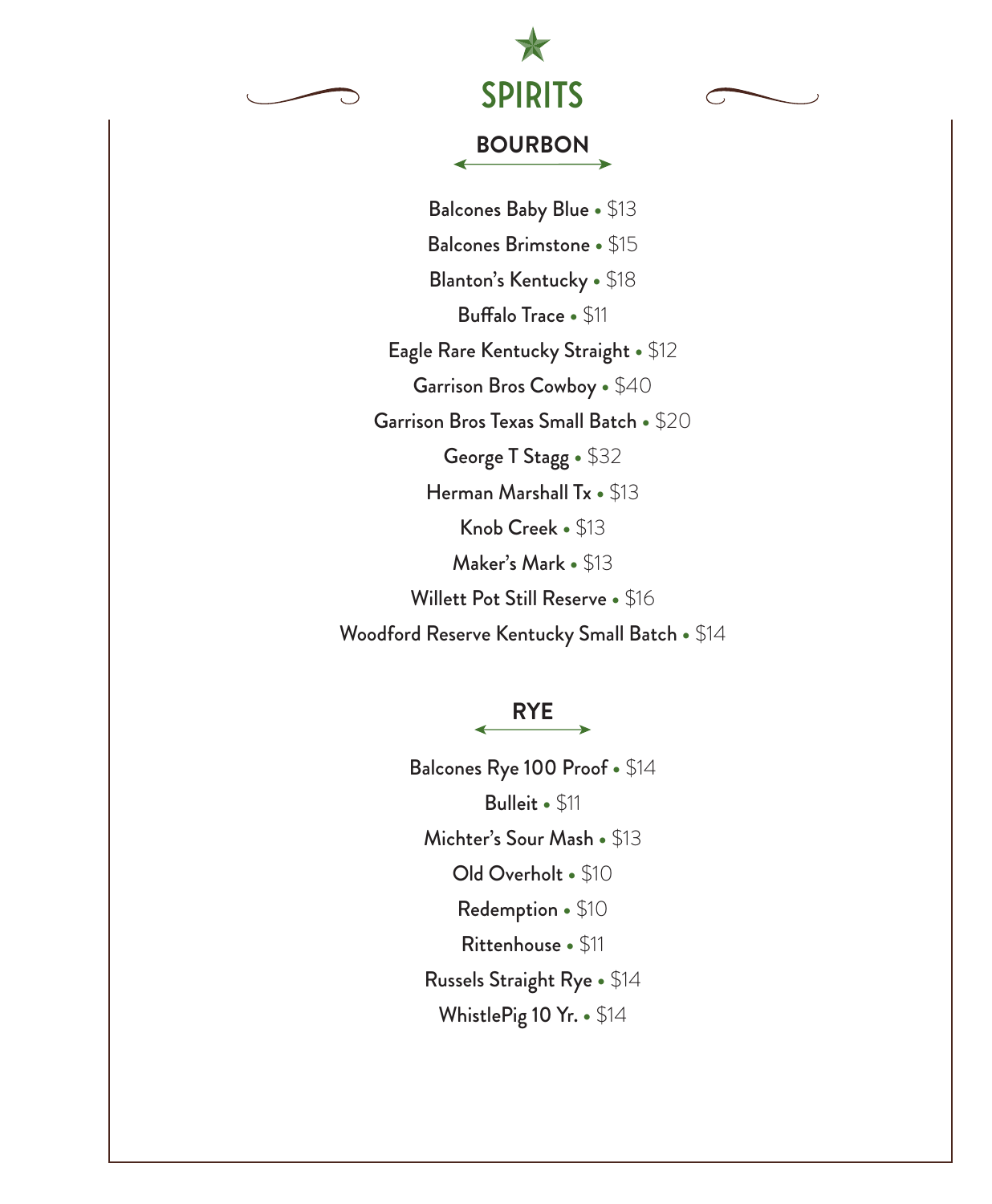# SPIRITS

## BOURBON

Balcones Baby Blue • $13

Balcones Brimstone • $15

Blanton's Kentucky • $18

Buffalo Trace • $11

Eagle Rare Kentucky Straight • $12

Garrison Bros Cowboy • $40

Garrison Bros Texas Small Batch • $20

George T Stagg • $32

Herman Marshall Tx • $13

Knob Creek • $13

Maker's Mark • $13

Willett Pot Still Reserve • $16

Woodford Reserve Kentucky Small Batch • $14

## RYE

Balcones Rye 100 Proof • $14

Bulleit • $11

Michter's Sour Mash • $13

Old Overholt • $10

Redemption • $10

Rittenhouse • $11

Russels Straight Rye • $14

WhistlePig 10 Yr. • $14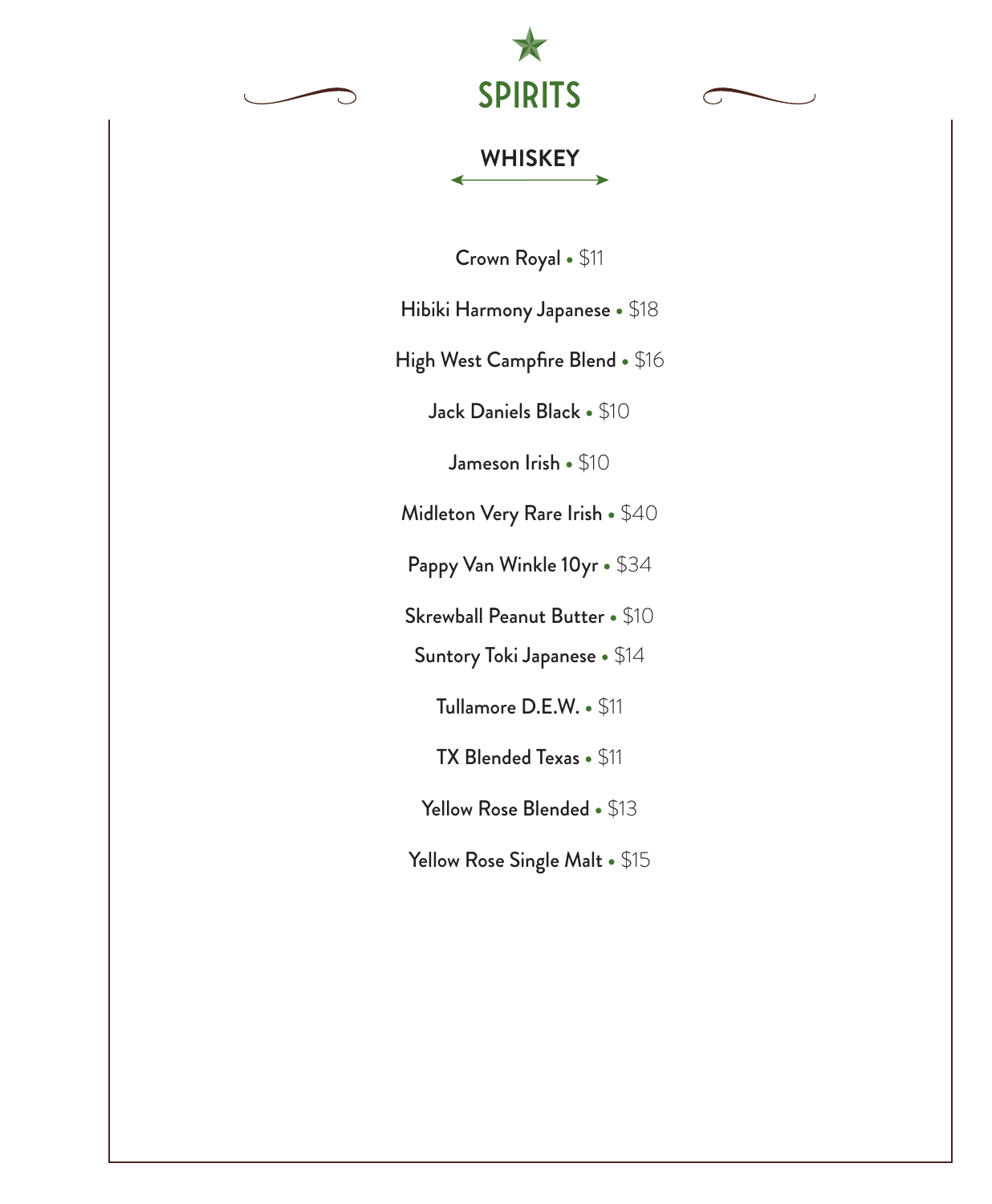# SPIRITS

## WHISKEY

Crown Royal • $11

Hibiki Harmony Japanese • $18

High West Campfire Blend • $16

Jack Daniels Black • $10

Jameson Irish • $10

Midleton Very Rare Irish • $40

Pappy Van Winkle 10yr • $34

Skrewball Peanut Butter • $10

Suntory Toki Japanese • $14

Tullamore D.E.W. • $11

TX Blended Texas • $11

Yellow Rose Blended • $13

Yellow Rose Single Malt • $15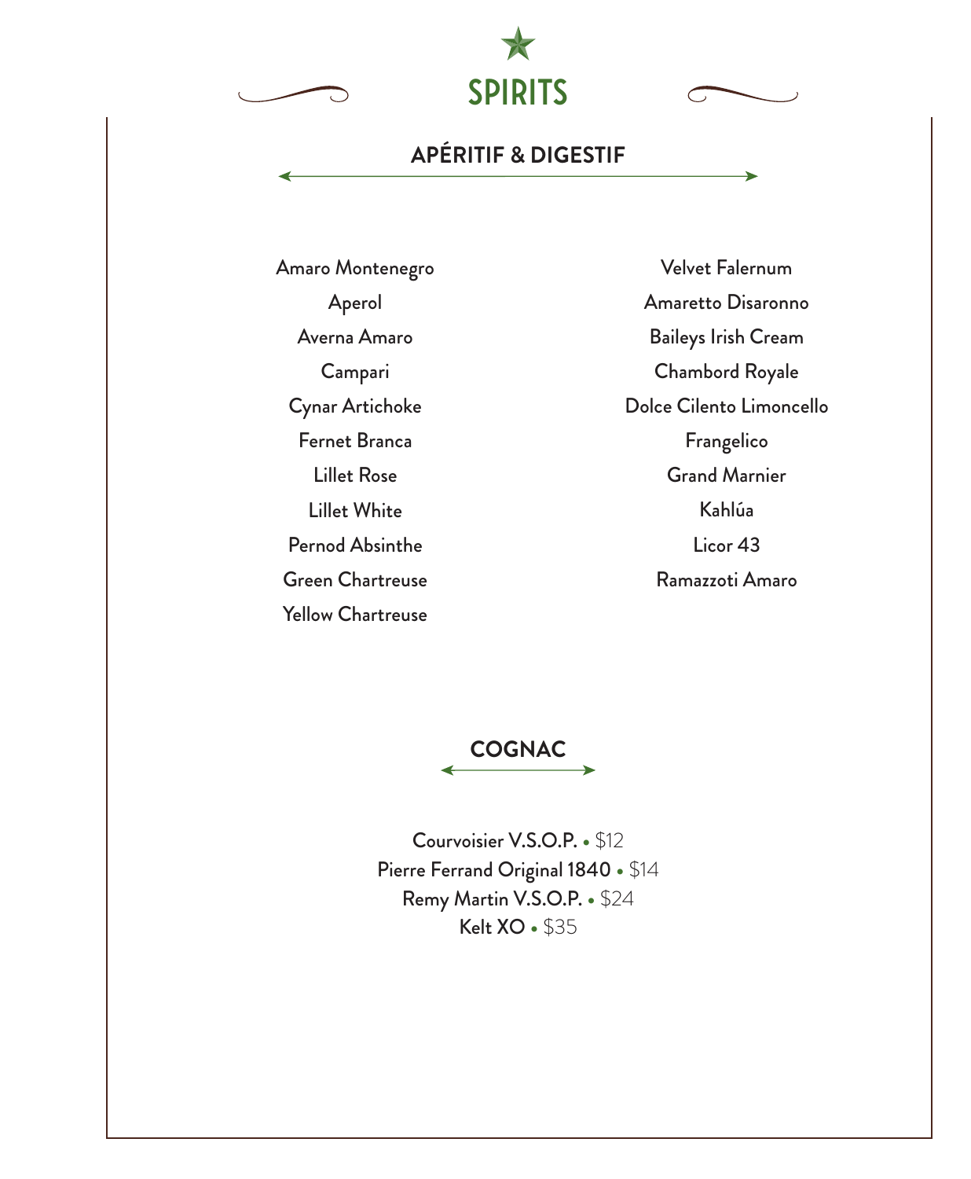# SPIRITS

## APÉRITIF & DIGESTIF

Amaro Montenegro
Aperol
Averna Amaro
Campari
Cynar Artichoke
Fernet Branca
Lillet Rose
Lillet White
Pernod Absinthe
Green Chartreuse
Yellow Chartreuse

Velvet Falernum
Amaretto Disaronno
Baileys Irish Cream
Chambord Royale
Dolce Cilento Limoncello
Frangelico
Grand Marnier
Kahlúa
Licor 43
Ramazzoti Amaro

## COGNAC

Courvoisier V.S.O.P. • $12
Pierre Ferrand Original 1840 • $14
Remy Martin V.S.O.P. • $24
Kelt XO • $35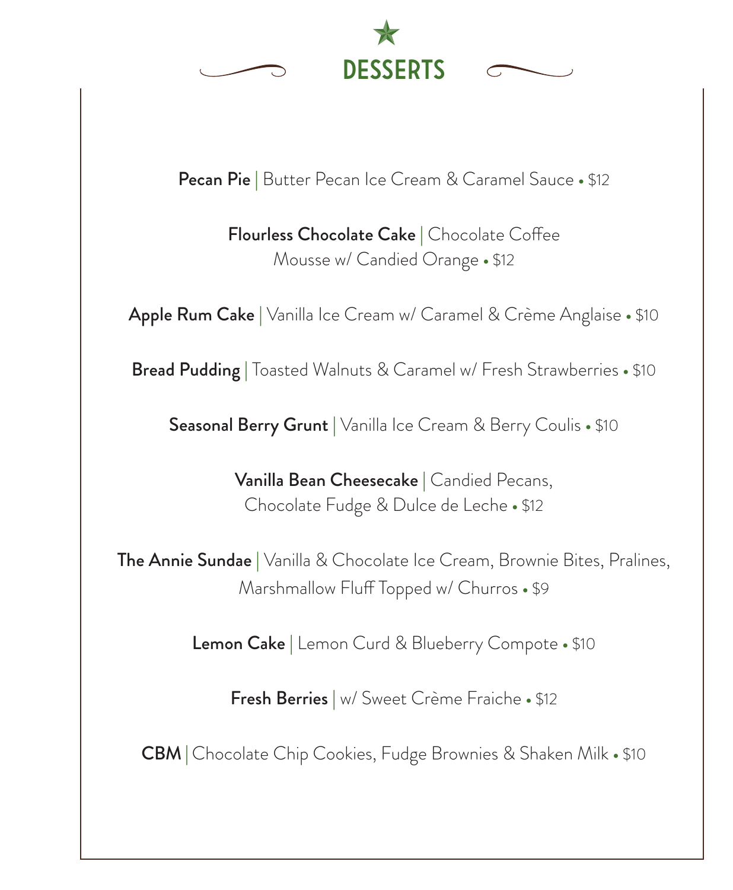# DESSERTS

**Pecan Pie** | Butter Pecan Ice Cream & Caramel Sauce • $12

**Flourless Chocolate Cake** | Chocolate Coffee Mousse w/ Candied Orange • $12

**Apple Rum Cake** | Vanilla Ice Cream w/ Caramel & Crème Anglaise • $10

**Bread Pudding** | Toasted Walnuts & Caramel w/ Fresh Strawberries • $10

**Seasonal Berry Grunt** | Vanilla Ice Cream & Berry Coulis • $10

**Vanilla Bean Cheesecake** | Candied Pecans, Chocolate Fudge & Dulce de Leche • $12

**The Annie Sundae** | Vanilla & Chocolate Ice Cream, Brownie Bites, Pralines, Marshmallow Fluff Topped w/ Churros • $9

**Lemon Cake** | Lemon Curd & Blueberry Compote • $10

**Fresh Berries** | w/ Sweet Crème Fraiche • $12

**CBM** | Chocolate Chip Cookies, Fudge Brownies & Shaken Milk • $10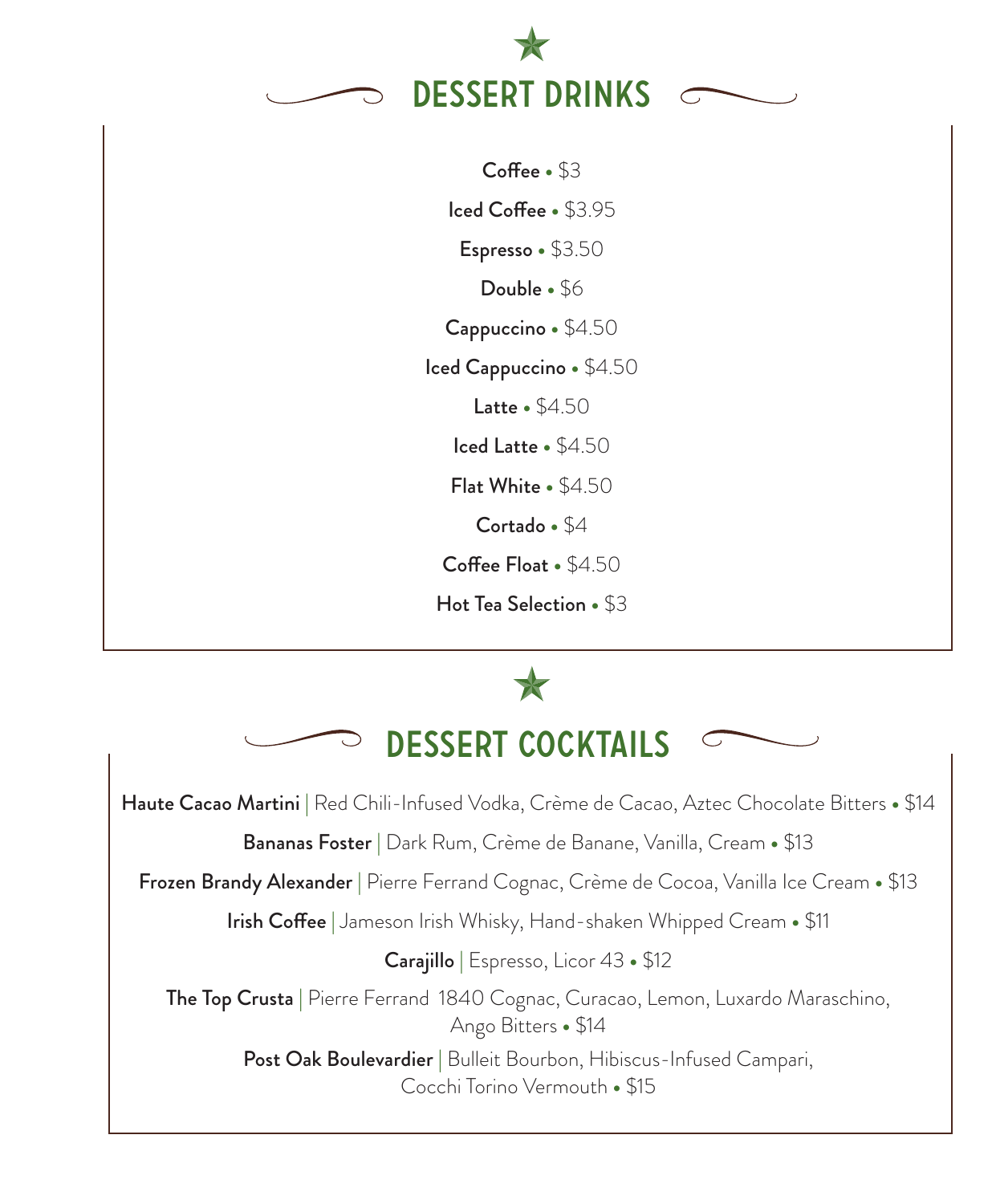## DESSERT DRINKS

**Coffee** • $3

**Iced Coffee** • $3.95

**Espresso** • $3.50

**Double** • $6

**Cappuccino** • $4.50

**Iced Cappuccino** • $4.50

**Latte** • $4.50

**Iced Latte** • $4.50

**Flat White** • $4.50

**Cortado** • $4

**Coffee Float** • $4.50

**Hot Tea Selection** • $3

## DESSERT COCKTAILS

**Haute Cacao Martini** | Red Chili-Infused Vodka, Crème de Cacao, Aztec Chocolate Bitters • $14

**Bananas Foster** | Dark Rum, Crème de Banane, Vanilla, Cream • $13

**Frozen Brandy Alexander** | Pierre Ferrand Cognac, Crème de Cocoa, Vanilla Ice Cream • $13

**Irish Coffee** | Jameson Irish Whisky, Hand-shaken Whipped Cream • $11

**Carajillo** | Espresso, Licor 43 • $12

**The Top Crusta** | Pierre Ferrand 1840 Cognac, Curacao, Lemon, Luxardo Maraschino, Ango Bitters • $14

**Post Oak Boulevardier** | Bulleit Bourbon, Hibiscus-Infused Campari, Cocchi Torino Vermouth • $15